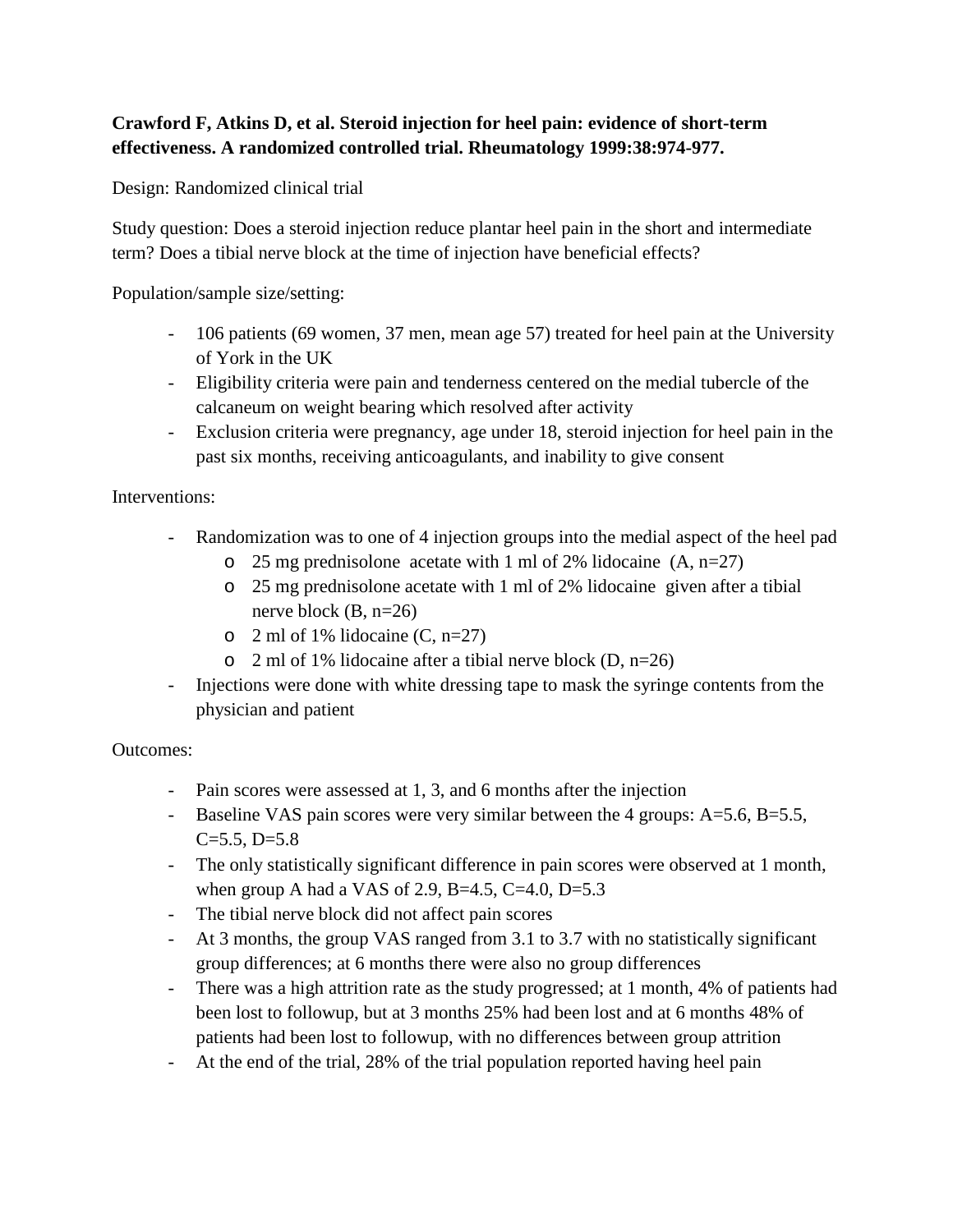**Crawford F, Atkins D, et al. Steroid injection for heel pain: evidence of short-term effectiveness. A randomized controlled trial. Rheumatology 1999:38:974-977.**

Design: Randomized clinical trial

Study question: Does a steroid injection reduce plantar heel pain in the short and intermediate term? Does a tibial nerve block at the time of injection have beneficial effects?

Population/sample size/setting:

- 106 patients (69 women, 37 men, mean age 57) treated for heel pain at the University of York in the UK
- Eligibility criteria were pain and tenderness centered on the medial tubercle of the calcaneum on weight bearing which resolved after activity
- Exclusion criteria were pregnancy, age under 18, steroid injection for heel pain in the past six months, receiving anticoagulants, and inability to give consent

Interventions:

- Randomization was to one of 4 injection groups into the medial aspect of the heel pad
    - 25 mg prednisolone acetate with 1 ml of 2% lidocaine (A, n=27)
    - 25 mg prednisolone acetate with 1 ml of 2% lidocaine given after a tibial nerve block (B, n=26)
    - 2 ml of 1% lidocaine (C, n=27)
    - 2 ml of 1% lidocaine after a tibial nerve block (D, n=26)
- Injections were done with white dressing tape to mask the syringe contents from the physician and patient

Outcomes:

- Pain scores were assessed at 1, 3, and 6 months after the injection
- Baseline VAS pain scores were very similar between the 4 groups: A=5.6, B=5.5, C=5.5, D=5.8
- The only statistically significant difference in pain scores were observed at 1 month, when group A had a VAS of 2.9, B=4.5, C=4.0, D=5.3
- The tibial nerve block did not affect pain scores
- At 3 months, the group VAS ranged from 3.1 to 3.7 with no statistically significant group differences; at 6 months there were also no group differences
- There was a high attrition rate as the study progressed; at 1 month, 4% of patients had been lost to followup, but at 3 months 25% had been lost and at 6 months 48% of patients had been lost to followup, with no differences between group attrition
- At the end of the trial, 28% of the trial population reported having heel pain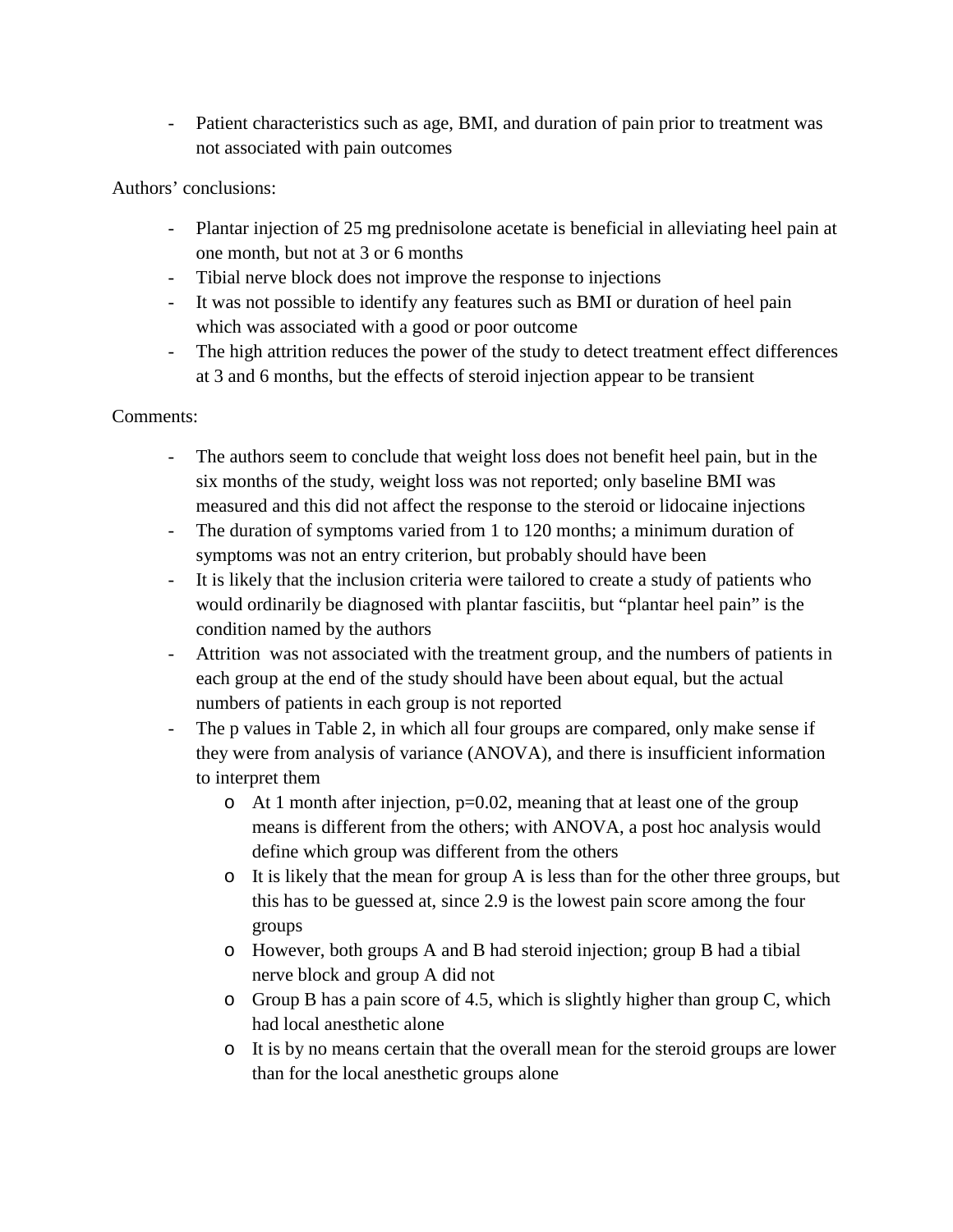- Patient characteristics such as age, BMI, and duration of pain prior to treatment was not associated with pain outcomes

Authors' conclusions:

- Plantar injection of 25 mg prednisolone acetate is beneficial in alleviating heel pain at one month, but not at 3 or 6 months
- Tibial nerve block does not improve the response to injections
- It was not possible to identify any features such as BMI or duration of heel pain which was associated with a good or poor outcome
- The high attrition reduces the power of the study to detect treatment effect differences at 3 and 6 months, but the effects of steroid injection appear to be transient

Comments:

- The authors seem to conclude that weight loss does not benefit heel pain, but in the six months of the study, weight loss was not reported; only baseline BMI was measured and this did not affect the response to the steroid or lidocaine injections
- The duration of symptoms varied from 1 to 120 months; a minimum duration of symptoms was not an entry criterion, but probably should have been
- It is likely that the inclusion criteria were tailored to create a study of patients who would ordinarily be diagnosed with plantar fasciitis, but "plantar heel pain" is the condition named by the authors
- Attrition was not associated with the treatment group, and the numbers of patients in each group at the end of the study should have been about equal, but the actual numbers of patients in each group is not reported
- The p values in Table 2, in which all four groups are compared, only make sense if they were from analysis of variance (ANOVA), and there is insufficient information to interpret them
    - At 1 month after injection, $p=0.02$, meaning that at least one of the group means is different from the others; with ANOVA, a post hoc analysis would define which group was different from the others
    - It is likely that the mean for group A is less than for the other three groups, but this has to be guessed at, since 2.9 is the lowest pain score among the four groups
    - However, both groups A and B had steroid injection; group B had a tibial nerve block and group A did not
    - Group B has a pain score of 4.5, which is slightly higher than group C, which had local anesthetic alone
    - It is by no means certain that the overall mean for the steroid groups are lower than for the local anesthetic groups alone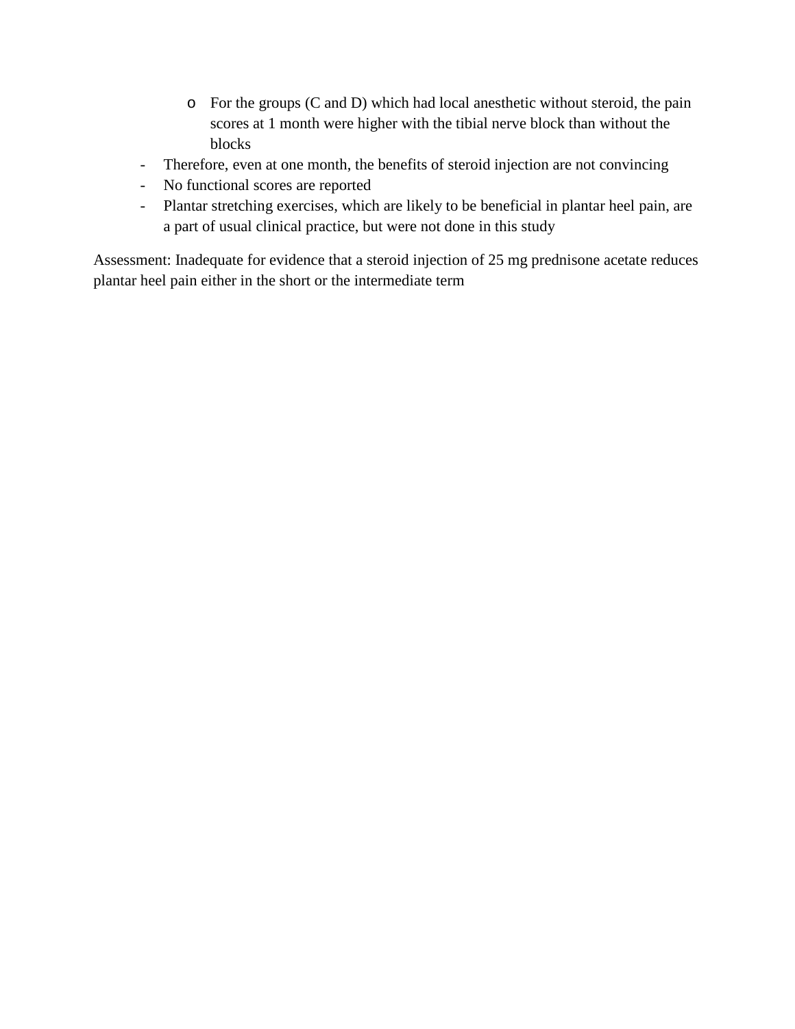- For the groups (C and D) which had local anesthetic without steroid, the pain scores at 1 month were higher with the tibial nerve block than without the blocks
- Therefore, even at one month, the benefits of steroid injection are not convincing
- No functional scores are reported
- Plantar stretching exercises, which are likely to be beneficial in plantar heel pain, are a part of usual clinical practice, but were not done in this study

Assessment: Inadequate for evidence that a steroid injection of 25 mg prednisone acetate reduces plantar heel pain either in the short or the intermediate term